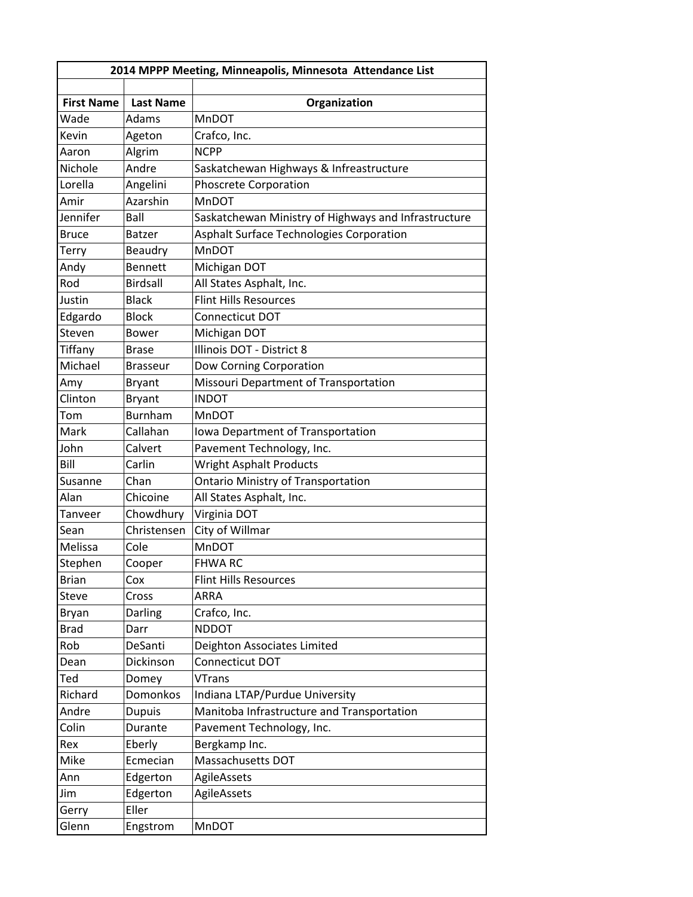| 2014 MPPP Meeting, Minneapolis, Minnesota Attendance List | | |
|---|---|---|
| | | |
| **First Name** | **Last Name** | **Organization** |
| Wade | Adams | MnDOT |
| Kevin | Ageton | Crafco, Inc. |
| Aaron | Algrim | NCPP |
| Nichole | Andre | Saskatchewan Highways & Infreastructure |
| Lorella | Angelini | Phoscrete Corporation |
| Amir | Azarshin | MnDOT |
| Jennifer | Ball | Saskatchewan Ministry of Highways and Infrastructure |
| Bruce | Batzer | Asphalt Surface Technologies Corporation |
| Terry | Beaudry | MnDOT |
| Andy | Bennett | Michigan DOT |
| Rod | Birdsall | All States Asphalt, Inc. |
| Justin | Black | Flint Hills Resources |
| Edgardo | Block | Connecticut DOT |
| Steven | Bower | Michigan DOT |
| Tiffany | Brase | Illinois DOT - District 8 |
| Michael | Brasseur | Dow Corning Corporation |
| Amy | Bryant | Missouri Department of Transportation |
| Clinton | Bryant | INDOT |
| Tom | Burnham | MnDOT |
| Mark | Callahan | Iowa Department of Transportation |
| John | Calvert | Pavement Technology, Inc. |
| Bill | Carlin | Wright Asphalt Products |
| Susanne | Chan | Ontario Ministry of Transportation |
| Alan | Chicoine | All States Asphalt, Inc. |
| Tanveer | Chowdhury | Virginia DOT |
| Sean | Christensen | City of Willmar |
| Melissa | Cole | MnDOT |
| Stephen | Cooper | FHWA RC |
| Brian | Cox | Flint Hills Resources |
| Steve | Cross | ARRA |
| Bryan | Darling | Crafco, Inc. |
| Brad | Darr | NDDOT |
| Rob | DeSanti | Deighton Associates Limited |
| Dean | Dickinson | Connecticut DOT |
| Ted | Domey | VTrans |
| Richard | Domonkos | Indiana LTAP/Purdue University |
| Andre | Dupuis | Manitoba Infrastructure and Transportation |
| Colin | Durante | Pavement Technology, Inc. |
| Rex | Eberly | Bergkamp Inc. |
| Mike | Ecmecian | Massachusetts DOT |
| Ann | Edgerton | AgileAssets |
| Jim | Edgerton | AgileAssets |
| Gerry | Eller | |
| Glenn | Engstrom | MnDOT |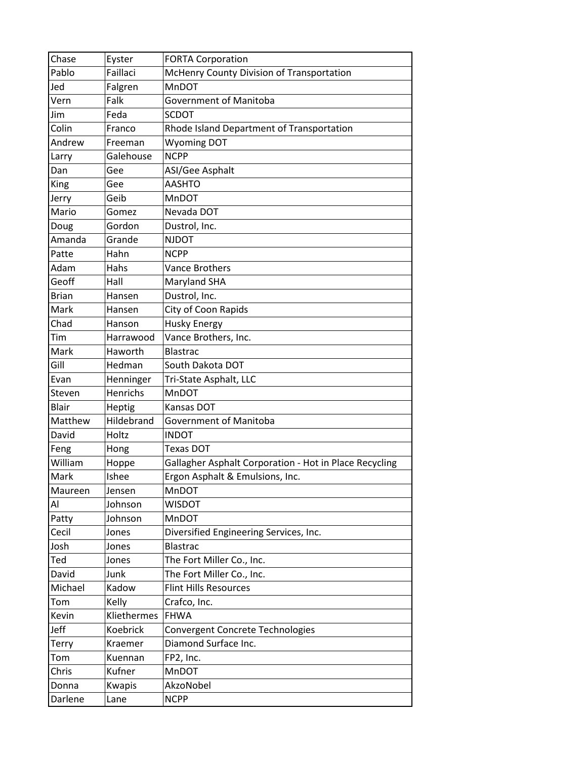| | | |
|---|---|---|
| Chase | Eyster | FORTA Corporation |
| Pablo | Faillaci | McHenry County Division of Transportation |
| Jed | Falgren | MnDOT |
| Vern | Falk | Government of Manitoba |
| Jim | Feda | SCDOT |
| Colin | Franco | Rhode Island Department of Transportation |
| Andrew | Freeman | Wyoming DOT |
| Larry | Galehouse | NCPP |
| Dan | Gee | ASI/Gee Asphalt |
| King | Gee | AASHTO |
| Jerry | Geib | MnDOT |
| Mario | Gomez | Nevada DOT |
| Doug | Gordon | Dustrol, Inc. |
| Amanda | Grande | NJDOT |
| Patte | Hahn | NCPP |
| Adam | Hahs | Vance Brothers |
| Geoff | Hall | Maryland SHA |
| Brian | Hansen | Dustrol, Inc. |
| Mark | Hansen | City of Coon Rapids |
| Chad | Hanson | Husky Energy |
| Tim | Harrawood | Vance Brothers, Inc. |
| Mark | Haworth | Blastrac |
| Gill | Hedman | South Dakota DOT |
| Evan | Henninger | Tri-State Asphalt, LLC |
| Steven | Henrichs | MnDOT |
| Blair | Heptig | Kansas DOT |
| Matthew | Hildebrand | Government of Manitoba |
| David | Holtz | INDOT |
| Feng | Hong | Texas DOT |
| William | Hoppe | Gallagher Asphalt Corporation - Hot in Place Recycling |
| Mark | Ishee | Ergon Asphalt & Emulsions, Inc. |
| Maureen | Jensen | MnDOT |
| Al | Johnson | WISDOT |
| Patty | Johnson | MnDOT |
| Cecil | Jones | Diversified Engineering Services, Inc. |
| Josh | Jones | Blastrac |
| Ted | Jones | The Fort Miller Co., Inc. |
| David | Junk | The Fort Miller Co., Inc. |
| Michael | Kadow | Flint Hills Resources |
| Tom | Kelly | Crafco, Inc. |
| Kevin | Kliethermes | FHWA |
| Jeff | Koebrick | Convergent Concrete Technologies |
| Terry | Kraemer | Diamond Surface Inc. |
| Tom | Kuennan | FP2, Inc. |
| Chris | Kufner | MnDOT |
| Donna | Kwapis | AkzoNobel |
| Darlene | Lane | NCPP |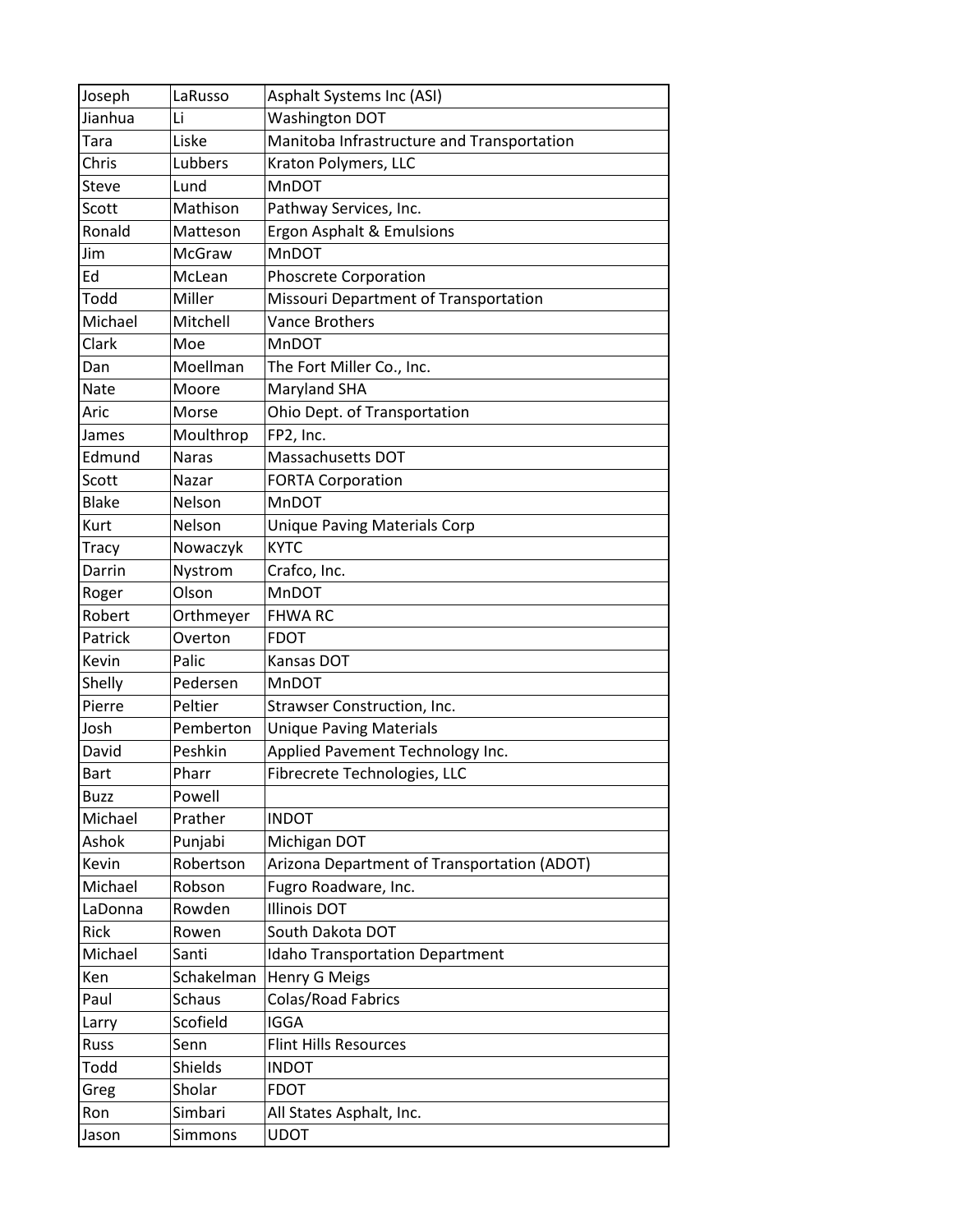| | | |
|---|---|---|
| Joseph | LaRusso | Asphalt Systems Inc (ASI) |
| Jianhua | Li | Washington DOT |
| Tara | Liske | Manitoba Infrastructure and Transportation |
| Chris | Lubbers | Kraton Polymers, LLC |
| Steve | Lund | MnDOT |
| Scott | Mathison | Pathway Services, Inc. |
| Ronald | Matteson | Ergon Asphalt & Emulsions |
| Jim | McGraw | MnDOT |
| Ed | McLean | Phoscrete Corporation |
| Todd | Miller | Missouri Department of Transportation |
| Michael | Mitchell | Vance Brothers |
| Clark | Moe | MnDOT |
| Dan | Moellman | The Fort Miller Co., Inc. |
| Nate | Moore | Maryland SHA |
| Aric | Morse | Ohio Dept. of Transportation |
| James | Moulthrop | FP2, Inc. |
| Edmund | Naras | Massachusetts DOT |
| Scott | Nazar | FORTA Corporation |
| Blake | Nelson | MnDOT |
| Kurt | Nelson | Unique Paving Materials Corp |
| Tracy | Nowaczyk | KYTC |
| Darrin | Nystrom | Crafco, Inc. |
| Roger | Olson | MnDOT |
| Robert | Orthmeyer | FHWA RC |
| Patrick | Overton | FDOT |
| Kevin | Palic | Kansas DOT |
| Shelly | Pedersen | MnDOT |
| Pierre | Peltier | Strawser Construction, Inc. |
| Josh | Pemberton | Unique Paving Materials |
| David | Peshkin | Applied Pavement Technology Inc. |
| Bart | Pharr | Fibrecrete Technologies, LLC |
| Buzz | Powell | |
| Michael | Prather | INDOT |
| Ashok | Punjabi | Michigan DOT |
| Kevin | Robertson | Arizona Department of Transportation (ADOT) |
| Michael | Robson | Fugro Roadware, Inc. |
| LaDonna | Rowden | Illinois DOT |
| Rick | Rowen | South Dakota DOT |
| Michael | Santi | Idaho Transportation Department |
| Ken | Schakelman | Henry G Meigs |
| Paul | Schaus | Colas/Road Fabrics |
| Larry | Scofield | IGGA |
| Russ | Senn | Flint Hills Resources |
| Todd | Shields | INDOT |
| Greg | Sholar | FDOT |
| Ron | Simbari | All States Asphalt, Inc. |
| Jason | Simmons | UDOT |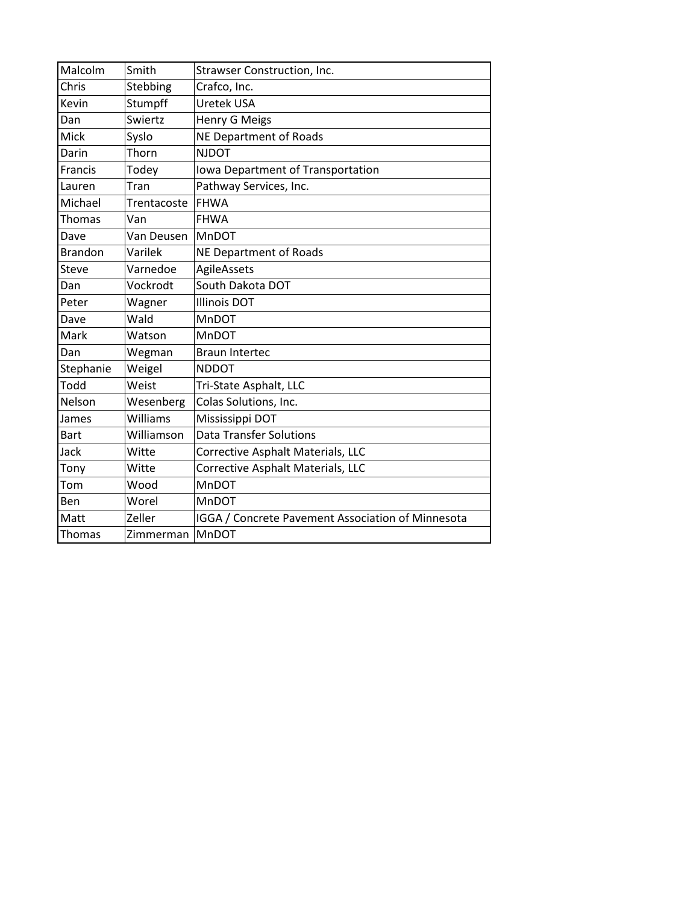| | | |
|---|---|---|
| Malcolm | Smith | Strawser Construction, Inc. |
| Chris | Stebbing | Crafco, Inc. |
| Kevin | Stumpff | Uretek USA |
| Dan | Swiertz | Henry G Meigs |
| Mick | Syslo | NE Department of Roads |
| Darin | Thorn | NJDOT |
| Francis | Todey | Iowa Department of Transportation |
| Lauren | Tran | Pathway Services, Inc. |
| Michael | Trentacoste | FHWA |
| Thomas | Van | FHWA |
| Dave | Van Deusen | MnDOT |
| Brandon | Varilek | NE Department of Roads |
| Steve | Varnedoe | AgileAssets |
| Dan | Vockrodt | South Dakota DOT |
| Peter | Wagner | Illinois DOT |
| Dave | Wald | MnDOT |
| Mark | Watson | MnDOT |
| Dan | Wegman | Braun Intertec |
| Stephanie | Weigel | NDDOT |
| Todd | Weist | Tri-State Asphalt, LLC |
| Nelson | Wesenberg | Colas Solutions, Inc. |
| James | Williams | Mississippi DOT |
| Bart | Williamson | Data Transfer Solutions |
| Jack | Witte | Corrective Asphalt Materials, LLC |
| Tony | Witte | Corrective Asphalt Materials, LLC |
| Tom | Wood | MnDOT |
| Ben | Worel | MnDOT |
| Matt | Zeller | IGGA / Concrete Pavement Association of Minnesota |
| Thomas | Zimmerman | MnDOT |